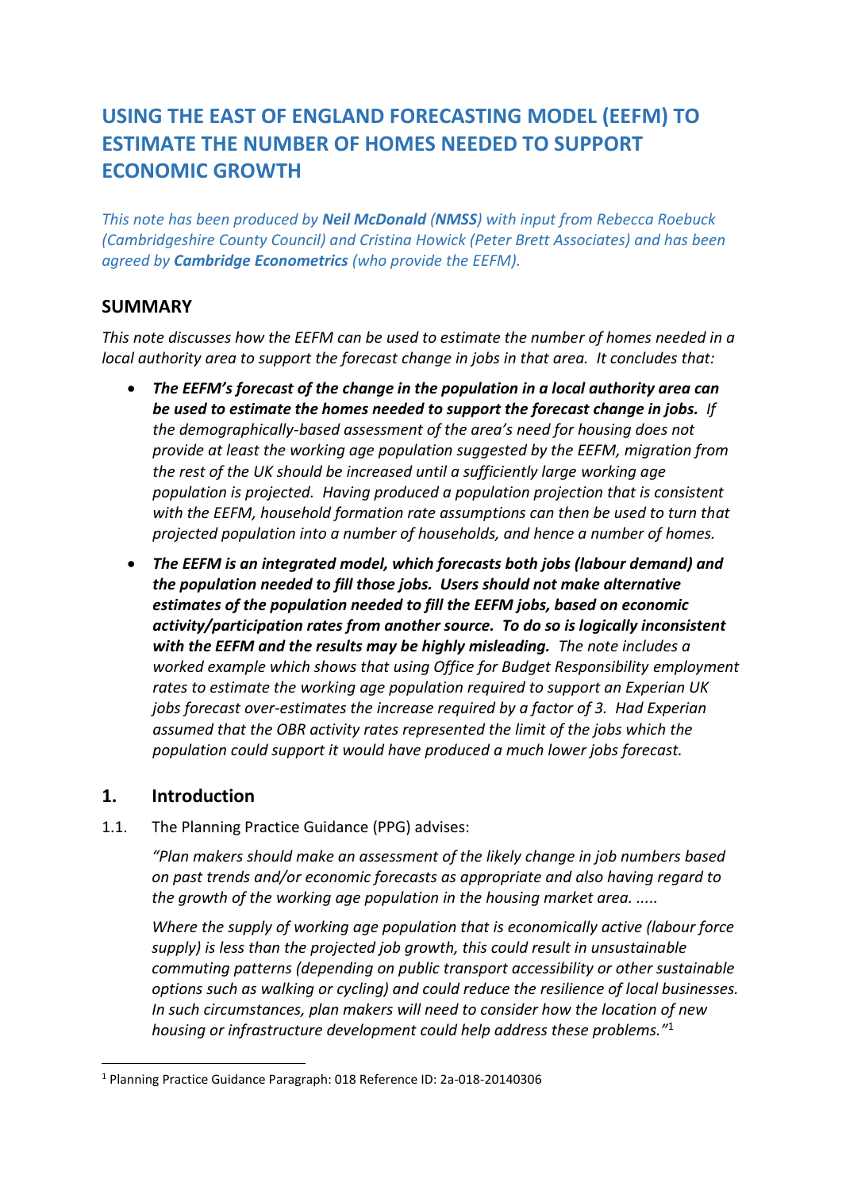# USING THE EAST OF ENGLAND FORECASTING MODEL (EEFM) TO ESTIMATE THE NUMBER OF HOMES NEEDED TO SUPPORT ECONOMIC GROWTH

*This note has been produced by **Neil McDonald** (**NMSS**) with input from Rebecca Roebuck (Cambridgeshire County Council) and Cristina Howick (Peter Brett Associates) and has been agreed by **Cambridge Econometrics** (who provide the EEFM).*

## SUMMARY

*This note discusses how the EEFM can be used to estimate the number of homes needed in a local authority area to support the forecast change in jobs in that area. It concludes that:*

- ***The EEFM's forecast of the change in the population in a local authority area can be used to estimate the homes needed to support the forecast change in jobs.*** *If the demographically-based assessment of the area's need for housing does not provide at least the working age population suggested by the EEFM, migration from the rest of the UK should be increased until a sufficiently large working age population is projected. Having produced a population projection that is consistent with the EEFM, household formation rate assumptions can then be used to turn that projected population into a number of households, and hence a number of homes.*
- ***The EEFM is an integrated model, which forecasts both jobs (labour demand) and the population needed to fill those jobs. Users should not make alternative estimates of the population needed to fill the EEFM jobs, based on economic activity/participation rates from another source. To do so is logically inconsistent with the EEFM and the results may be highly misleading.*** *The note includes a worked example which shows that using Office for Budget Responsibility employment rates to estimate the working age population required to support an Experian UK jobs forecast over-estimates the increase required by a factor of 3. Had Experian assumed that the OBR activity rates represented the limit of the jobs which the population could support it would have produced a much lower jobs forecast.*

## 1. Introduction

1.1. The Planning Practice Guidance (PPG) advises:

> *"Plan makers should make an assessment of the likely change in job numbers based on past trends and/or economic forecasts as appropriate and also having regard to the growth of the working age population in the housing market area. .....*
>
> *Where the supply of working age population that is economically active (labour force supply) is less than the projected job growth, this could result in unsustainable commuting patterns (depending on public transport accessibility or other sustainable options such as walking or cycling) and could reduce the resilience of local businesses. In such circumstances, plan makers will need to consider how the location of new housing or infrastructure development could help address these problems."*[1]

[1] Planning Practice Guidance Paragraph: 018 Reference ID: 2a-018-20140306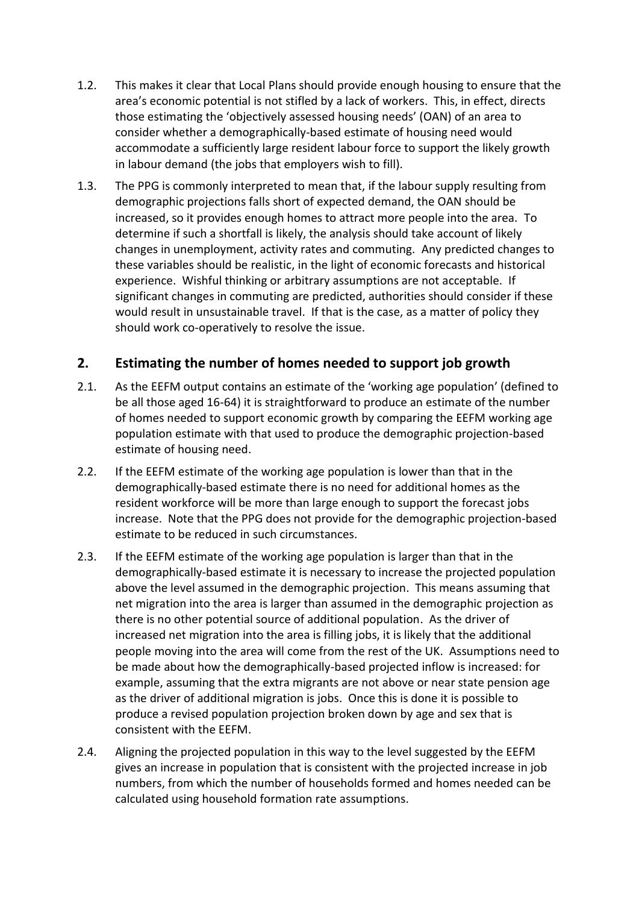1.2. This makes it clear that Local Plans should provide enough housing to ensure that the area's economic potential is not stifled by a lack of workers. This, in effect, directs those estimating the 'objectively assessed housing needs' (OAN) of an area to consider whether a demographically-based estimate of housing need would accommodate a sufficiently large resident labour force to support the likely growth in labour demand (the jobs that employers wish to fill).

1.3. The PPG is commonly interpreted to mean that, if the labour supply resulting from demographic projections falls short of expected demand, the OAN should be increased, so it provides enough homes to attract more people into the area. To determine if such a shortfall is likely, the analysis should take account of likely changes in unemployment, activity rates and commuting. Any predicted changes to these variables should be realistic, in the light of economic forecasts and historical experience. Wishful thinking or arbitrary assumptions are not acceptable. If significant changes in commuting are predicted, authorities should consider if these would result in unsustainable travel. If that is the case, as a matter of policy they should work co-operatively to resolve the issue.

## 2. Estimating the number of homes needed to support job growth

2.1. As the EEFM output contains an estimate of the 'working age population' (defined to be all those aged 16-64) it is straightforward to produce an estimate of the number of homes needed to support economic growth by comparing the EEFM working age population estimate with that used to produce the demographic projection-based estimate of housing need.

2.2. If the EEFM estimate of the working age population is lower than that in the demographically-based estimate there is no need for additional homes as the resident workforce will be more than large enough to support the forecast jobs increase. Note that the PPG does not provide for the demographic projection-based estimate to be reduced in such circumstances.

2.3. If the EEFM estimate of the working age population is larger than that in the demographically-based estimate it is necessary to increase the projected population above the level assumed in the demographic projection. This means assuming that net migration into the area is larger than assumed in the demographic projection as there is no other potential source of additional population. As the driver of increased net migration into the area is filling jobs, it is likely that the additional people moving into the area will come from the rest of the UK. Assumptions need to be made about how the demographically-based projected inflow is increased: for example, assuming that the extra migrants are not above or near state pension age as the driver of additional migration is jobs. Once this is done it is possible to produce a revised population projection broken down by age and sex that is consistent with the EEFM.

2.4. Aligning the projected population in this way to the level suggested by the EEFM gives an increase in population that is consistent with the projected increase in job numbers, from which the number of households formed and homes needed can be calculated using household formation rate assumptions.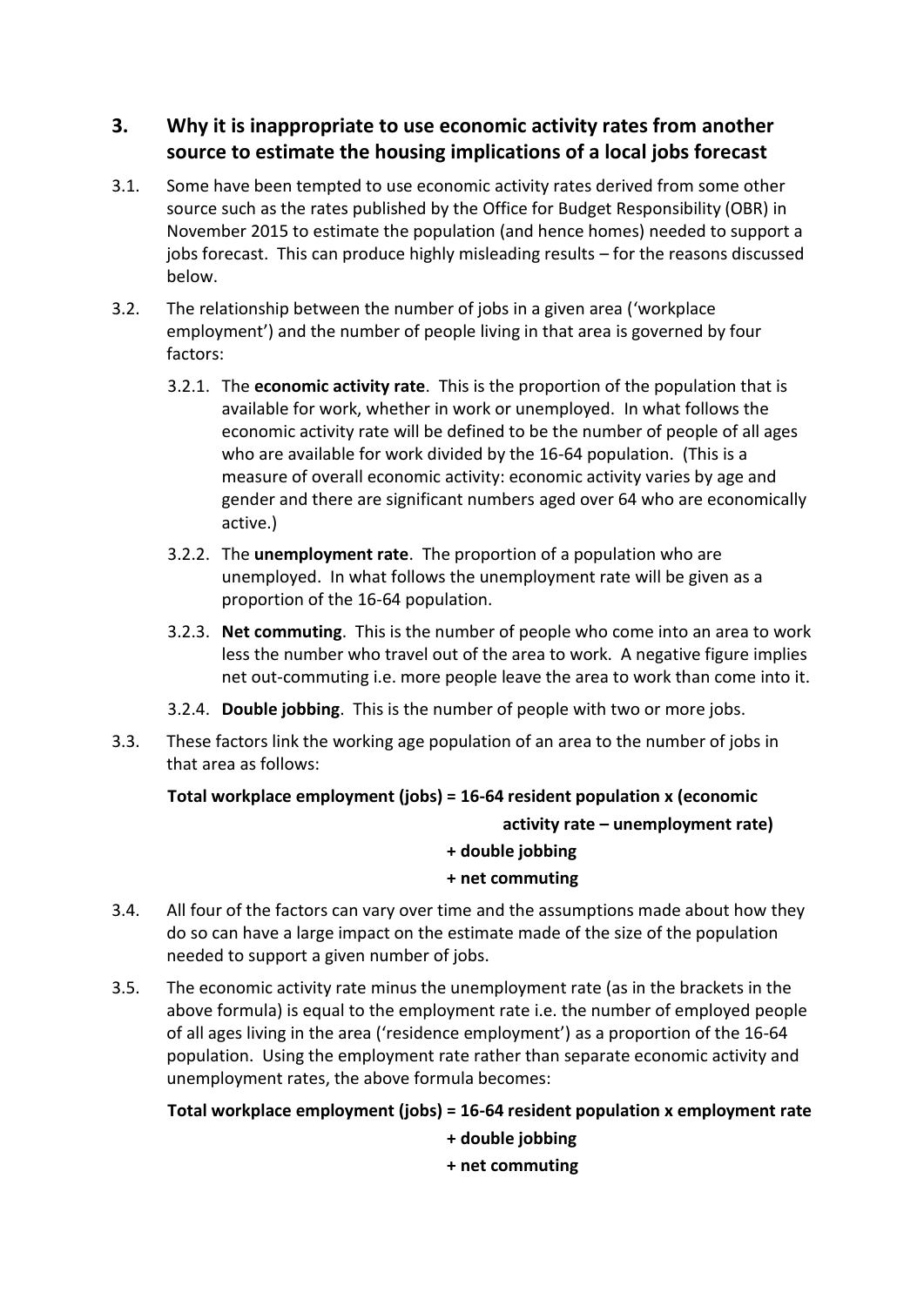## 3. Why it is inappropriate to use economic activity rates from another source to estimate the housing implications of a local jobs forecast

3.1. Some have been tempted to use economic activity rates derived from some other source such as the rates published by the Office for Budget Responsibility (OBR) in November 2015 to estimate the population (and hence homes) needed to support a jobs forecast. This can produce highly misleading results – for the reasons discussed below.

3.2. The relationship between the number of jobs in a given area ('workplace employment') and the number of people living in that area is governed by four factors:

3.2.1. The **economic activity rate**. This is the proportion of the population that is available for work, whether in work or unemployed. In what follows the economic activity rate will be defined to be the number of people of all ages who are available for work divided by the 16-64 population. (This is a measure of overall economic activity: economic activity varies by age and gender and there are significant numbers aged over 64 who are economically active.)

3.2.2. The **unemployment rate**. The proportion of a population who are unemployed. In what follows the unemployment rate will be given as a proportion of the 16-64 population.

3.2.3. **Net commuting**. This is the number of people who come into an area to work less the number who travel out of the area to work. A negative figure implies net out-commuting i.e. more people leave the area to work than come into it.

3.2.4. **Double jobbing**. This is the number of people with two or more jobs.

3.3. These factors link the working age population of an area to the number of jobs in that area as follows:

**Total workplace employment (jobs) = 16-64 resident population x (economic activity rate – unemployment rate)**
**+ double jobbing**
**+ net commuting**

3.4. All four of the factors can vary over time and the assumptions made about how they do so can have a large impact on the estimate made of the size of the population needed to support a given number of jobs.

3.5. The economic activity rate minus the unemployment rate (as in the brackets in the above formula) is equal to the employment rate i.e. the number of employed people of all ages living in the area ('residence employment') as a proportion of the 16-64 population. Using the employment rate rather than separate economic activity and unemployment rates, the above formula becomes:

**Total workplace employment (jobs) = 16-64 resident population x employment rate**
**+ double jobbing**
**+ net commuting**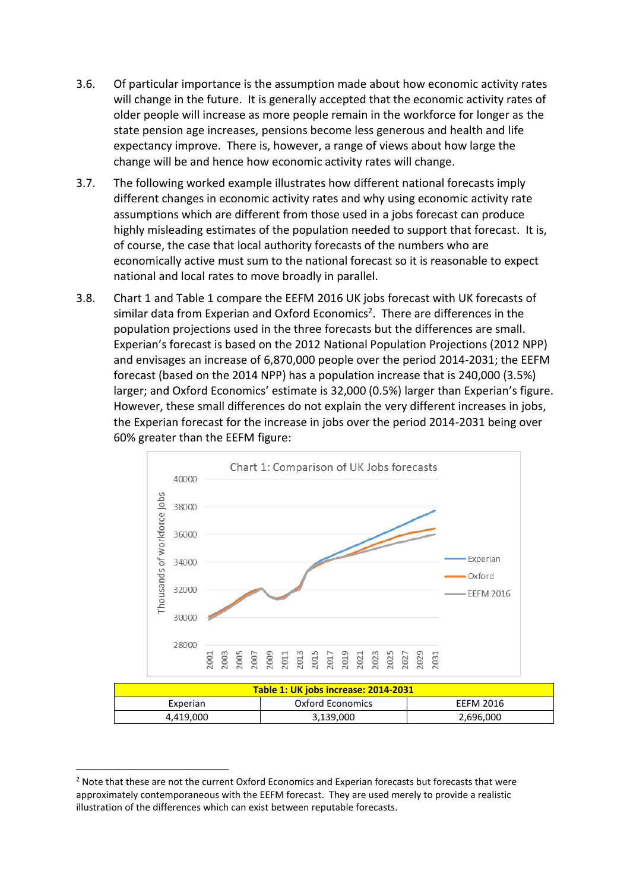3.6. Of particular importance is the assumption made about how economic activity rates will change in the future. It is generally accepted that the economic activity rates of older people will increase as more people remain in the workforce for longer as the state pension age increases, pensions become less generous and health and life expectancy improve. There is, however, a range of views about how large the change will be and hence how economic activity rates will change.

3.7. The following worked example illustrates how different national forecasts imply different changes in economic activity rates and why using economic activity rate assumptions which are different from those used in a jobs forecast can produce highly misleading estimates of the population needed to support that forecast. It is, of course, the case that local authority forecasts of the numbers who are economically active must sum to the national forecast so it is reasonable to expect national and local rates to move broadly in parallel.

3.8. Chart 1 and Table 1 compare the EEFM 2016 UK jobs forecast with UK forecasts of similar data from Experian and Oxford Economics[2]. There are differences in the population projections used in the three forecasts but the differences are small. Experian's forecast is based on the 2012 National Population Projections (2012 NPP) and envisages an increase of 6,870,000 people over the period 2014-2031; the EEFM forecast (based on the 2014 NPP) has a population increase that is 240,000 (3.5%) larger; and Oxford Economics' estimate is 32,000 (0.5%) larger than Experian's figure. However, these small differences do not explain the very different increases in jobs, the Experian forecast for the increase in jobs over the period 2014-2031 being over 60% greater than the EEFM figure:

Chart 1: Comparison of UK Jobs forecasts

Thousands of workforce jobs

40000
38000
36000
34000
32000
30000
28000

2001 2003 2005 2007 2009 2011 2013 2015 2017 2019 2021 2023 2025 2027 2029 2031

Experian
Oxford
EEFM 2016

| Table 1: UK jobs increase: 2014-2031 | | |
|---|---|---|
| Experian | Oxford Economics | EEFM 2016 |
| 4,419,000 | 3,139,000 | 2,696,000 |

[2] Note that these are not the current Oxford Economics and Experian forecasts but forecasts that were approximately contemporaneous with the EEFM forecast. They are used merely to provide a realistic illustration of the differences which can exist between reputable forecasts.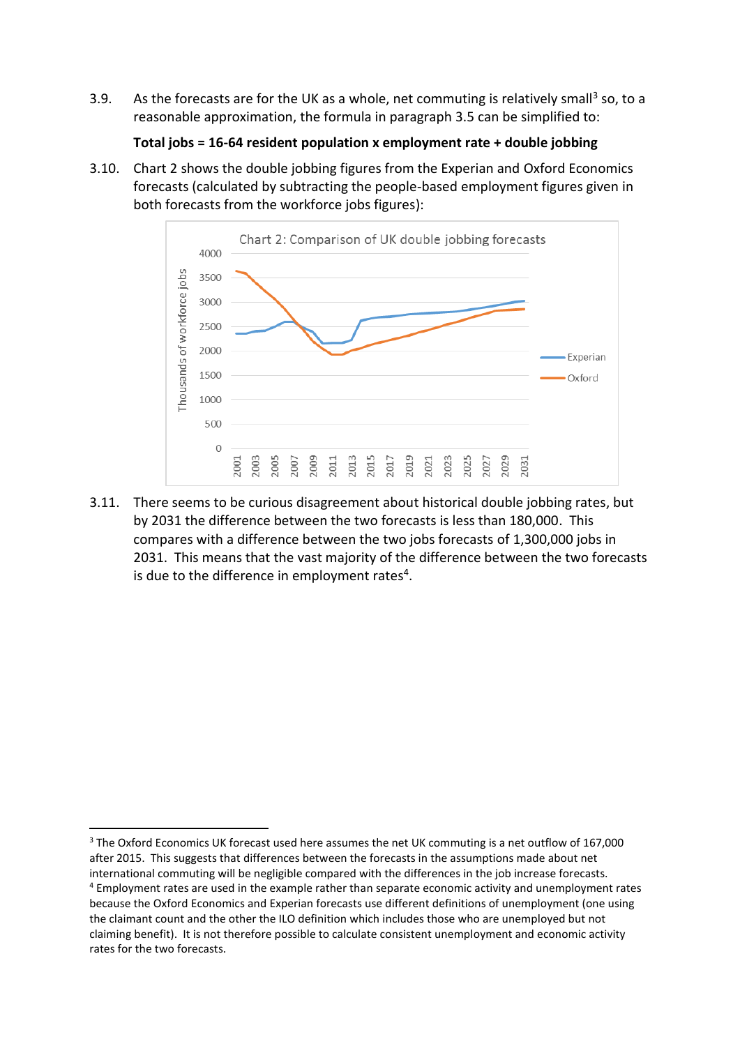3.9. As the forecasts are for the UK as a whole, net commuting is relatively small[3] so, to a reasonable approximation, the formula in paragraph 3.5 can be simplified to:

**Total jobs = 16-64 resident population x employment rate + double jobbing**

3.10. Chart 2 shows the double jobbing figures from the Experian and Oxford Economics forecasts (calculated by subtracting the people-based employment figures given in both forecasts from the workforce jobs figures):

Chart 2: Comparison of UK double jobbing forecasts

Thousands of workforce jobs

4000
3500
3000
2500
2000
1500
1000
500
0

2001
2003
2005
2007
2009
2011
2013
2015
2017
2019
2021
2023
2025
2027
2029
2031

Experian
Oxford

3.11. There seems to be curious disagreement about historical double jobbing rates, but by 2031 the difference between the two forecasts is less than 180,000. This compares with a difference between the two jobs forecasts of 1,300,000 jobs in 2031. This means that the vast majority of the difference between the two forecasts is due to the difference in employment rates[4].

[3] The Oxford Economics UK forecast used here assumes the net UK commuting is a net outflow of 167,000 after 2015. This suggests that differences between the forecasts in the assumptions made about net international commuting will be negligible compared with the differences in the job increase forecasts.

[4] Employment rates are used in the example rather than separate economic activity and unemployment rates because the Oxford Economics and Experian forecasts use different definitions of unemployment (one using the claimant count and the other the ILO definition which includes those who are unemployed but not claiming benefit). It is not therefore possible to calculate consistent unemployment and economic activity rates for the two forecasts.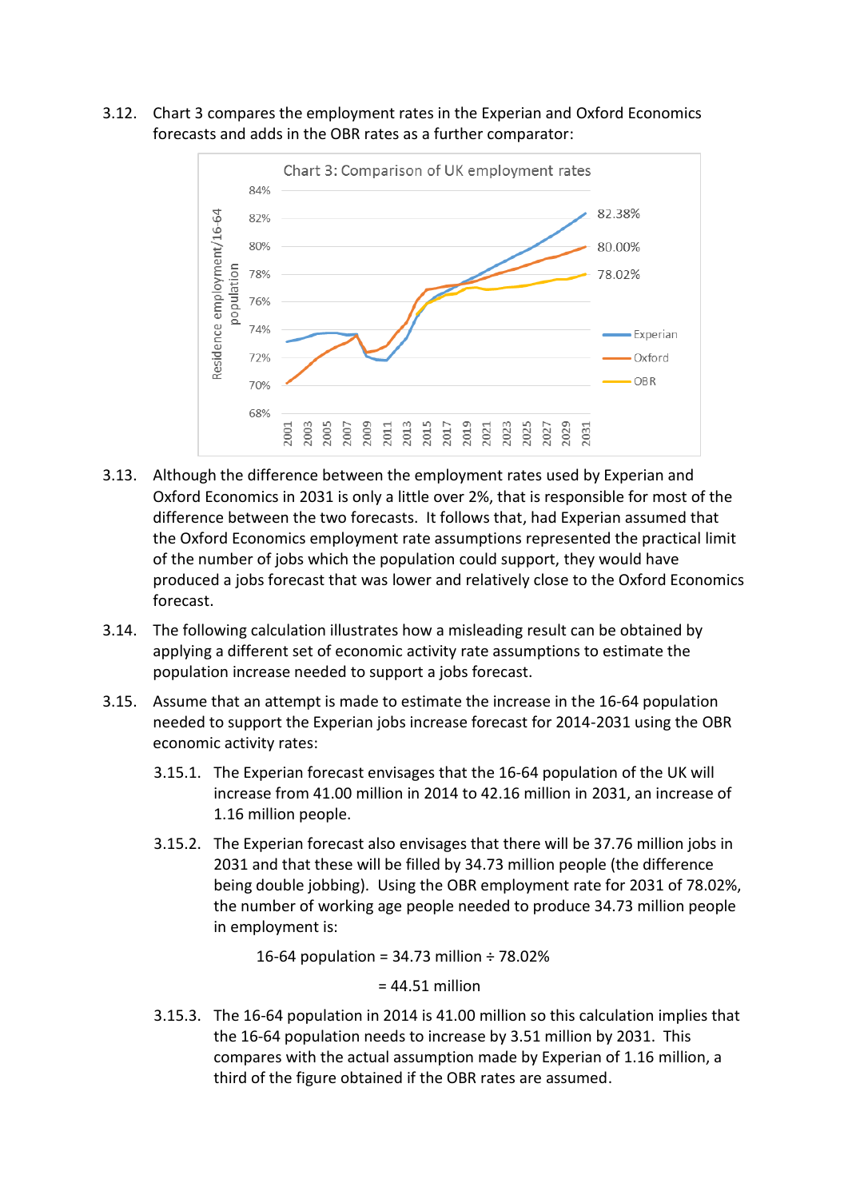3.12. Chart 3 compares the employment rates in the Experian and Oxford Economics forecasts and adds in the OBR rates as a further comparator:

Chart 3: Comparison of UK employment rates

Residence employment/16-64 population

84%
82%
80%
78%
76%
74%
72%
70%
68%

2001 2003 2005 2007 2009 2011 2013 2015 2017 2019 2021 2023 2025 2027 2029 2031

82.38%
80.00%
78.02%

Experian
Oxford
OBR

3.13. Although the difference between the employment rates used by Experian and Oxford Economics in 2031 is only a little over 2%, that is responsible for most of the difference between the two forecasts. It follows that, had Experian assumed that the Oxford Economics employment rate assumptions represented the practical limit of the number of jobs which the population could support, they would have produced a jobs forecast that was lower and relatively close to the Oxford Economics forecast.

3.14. The following calculation illustrates how a misleading result can be obtained by applying a different set of economic activity rate assumptions to estimate the population increase needed to support a jobs forecast.

3.15. Assume that an attempt is made to estimate the increase in the 16-64 population needed to support the Experian jobs increase forecast for 2014-2031 using the OBR economic activity rates:

3.15.1. The Experian forecast envisages that the 16-64 population of the UK will increase from 41.00 million in 2014 to 42.16 million in 2031, an increase of 1.16 million people.

3.15.2. The Experian forecast also envisages that there will be 37.76 million jobs in 2031 and that these will be filled by 34.73 million people (the difference being double jobbing). Using the OBR employment rate for 2031 of 78.02%, the number of working age people needed to produce 34.73 million people in employment is:

16-64 population = 34.73 million ÷ 78.02%

= 44.51 million

3.15.3. The 16-64 population in 2014 is 41.00 million so this calculation implies that the 16-64 population needs to increase by 3.51 million by 2031. This compares with the actual assumption made by Experian of 1.16 million, a third of the figure obtained if the OBR rates are assumed.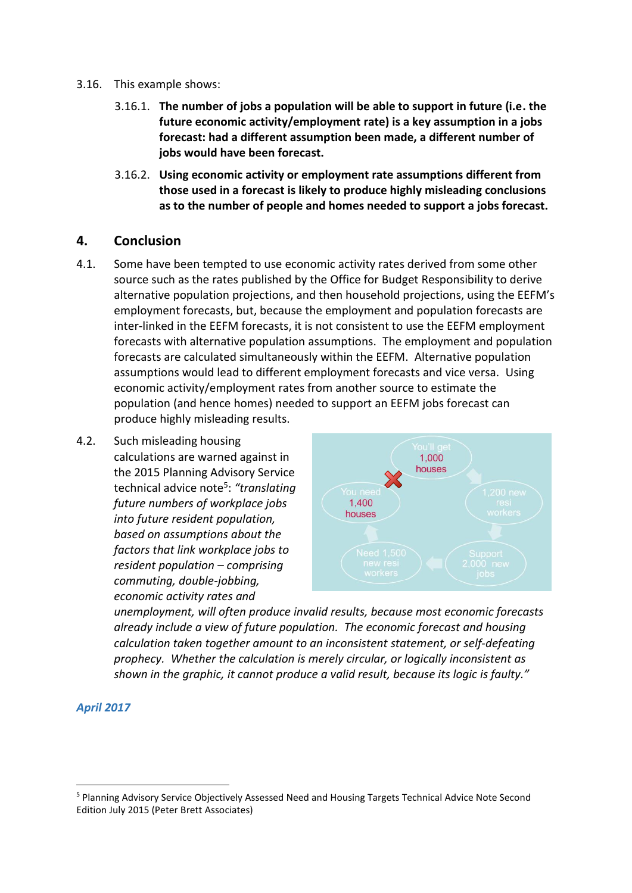3.16. This example shows:

3.16.1. **The number of jobs a population will be able to support in future (i.e. the future economic activity/employment rate) is a key assumption in a jobs forecast: had a different assumption been made, a different number of jobs would have been forecast.**

3.16.2. **Using economic activity or employment rate assumptions different from those used in a forecast is likely to produce highly misleading conclusions as to the number of people and homes needed to support a jobs forecast.**

## 4. Conclusion

4.1. Some have been tempted to use economic activity rates derived from some other source such as the rates published by the Office for Budget Responsibility to derive alternative population projections, and then household projections, using the EEFM's employment forecasts, but, because the employment and population forecasts are inter-linked in the EEFM forecasts, it is not consistent to use the EEFM employment forecasts with alternative population assumptions. The employment and population forecasts are calculated simultaneously within the EEFM. Alternative population assumptions would lead to different employment forecasts and vice versa. Using economic activity/employment rates from another source to estimate the population (and hence homes) needed to support an EEFM jobs forecast can produce highly misleading results.

4.2. Such misleading housing calculations are warned against in the 2015 Planning Advisory Service technical advice note[5]: *"translating future numbers of workplace jobs into future resident population, based on assumptions about the factors that link workplace jobs to resident population – comprising commuting, double-jobbing, economic activity rates and unemployment, will often produce invalid results, because most economic forecasts already include a view of future population. The economic forecast and housing calculation taken together amount to an inconsistent statement, or self-defeating prophecy. Whether the calculation is merely circular, or logically inconsistent as shown in the graphic, it cannot produce a valid result, because its logic is faulty."*

You'll get 1,000 houses
1,200 new resi workers
Support 2,000 new jobs
Need 1,500 new resi workers
You need 1,400 houses

***April 2017***

[5] Planning Advisory Service Objectively Assessed Need and Housing Targets Technical Advice Note Second Edition July 2015 (Peter Brett Associates)